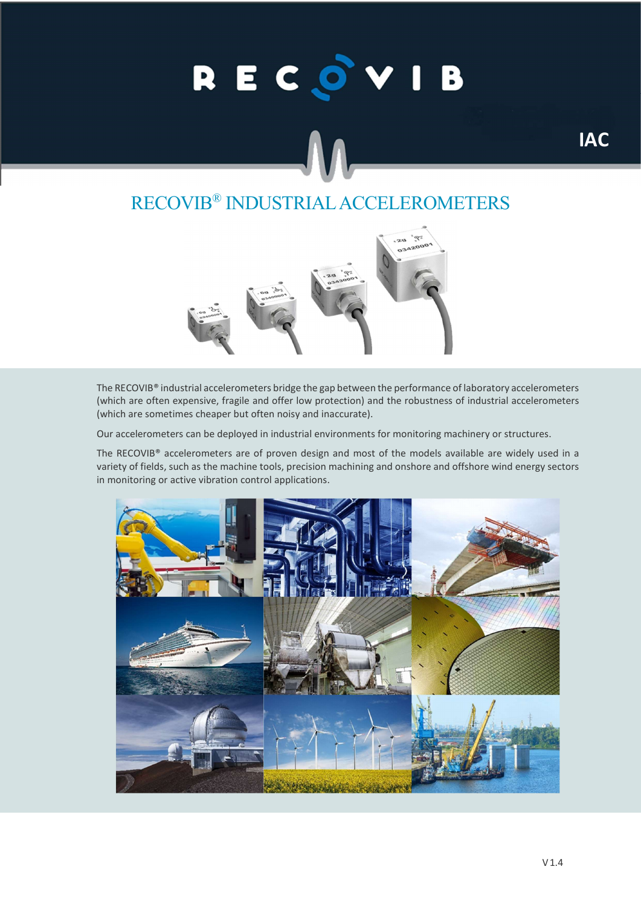RECOVIB

IAC

# RECOVIB® INDUSTRIAL ACCELEROMETERS

The RECOVIB® industrial accelerometers bridge the gap between the performance of laboratory accelerometers (which are often expensive, fragile and offer low protection) and the robustness of industrial accelerometers (which are sometimes cheaper but often noisy and inaccurate).

Our accelerometers can be deployed in industrial environments for monitoring machinery or structures.

The RECOVIB® accelerometers are of proven design and most of the models available are widely used in a variety of fields, such as the machine tools, precision machining and onshore and offshore wind energy sectors in monitoring or active vibration control applications.

V 1.4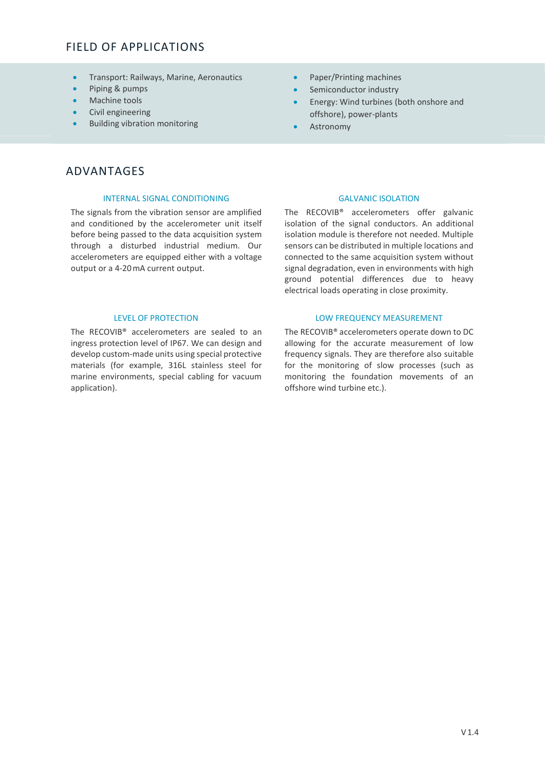## FIELD OF APPLICATIONS

- Transport: Railways, Marine, Aeronautics
- Piping & pumps
- Machine tools
- Civil engineering
- Building vibration monitoring
- Paper/Printing machines
- Semiconductor industry
- Energy: Wind turbines (both onshore and offshore), power-plants
- Astronomy

## ADVANTAGES

### INTERNAL SIGNAL CONDITIONING

The signals from the vibration sensor are amplified and conditioned by the accelerometer unit itself before being passed to the data acquisition system through a disturbed industrial medium. Our accelerometers are equipped either with a voltage output or a 4-20 mA current output.

### GALVANIC ISOLATION

The RECOVIB® accelerometers offer galvanic isolation of the signal conductors. An additional isolation module is therefore not needed. Multiple sensors can be distributed in multiple locations and connected to the same acquisition system without signal degradation, even in environments with high ground potential differences due to heavy electrical loads operating in close proximity.

### LEVEL OF PROTECTION

The RECOVIB® accelerometers are sealed to an ingress protection level of IP67. We can design and develop custom-made units using special protective materials (for example, 316L stainless steel for marine environments, special cabling for vacuum application).

### LOW FREQUENCY MEASUREMENT

The RECOVIB® accelerometers operate down to DC allowing for the accurate measurement of low frequency signals. They are therefore also suitable for the monitoring of slow processes (such as monitoring the foundation movements of an offshore wind turbine etc.).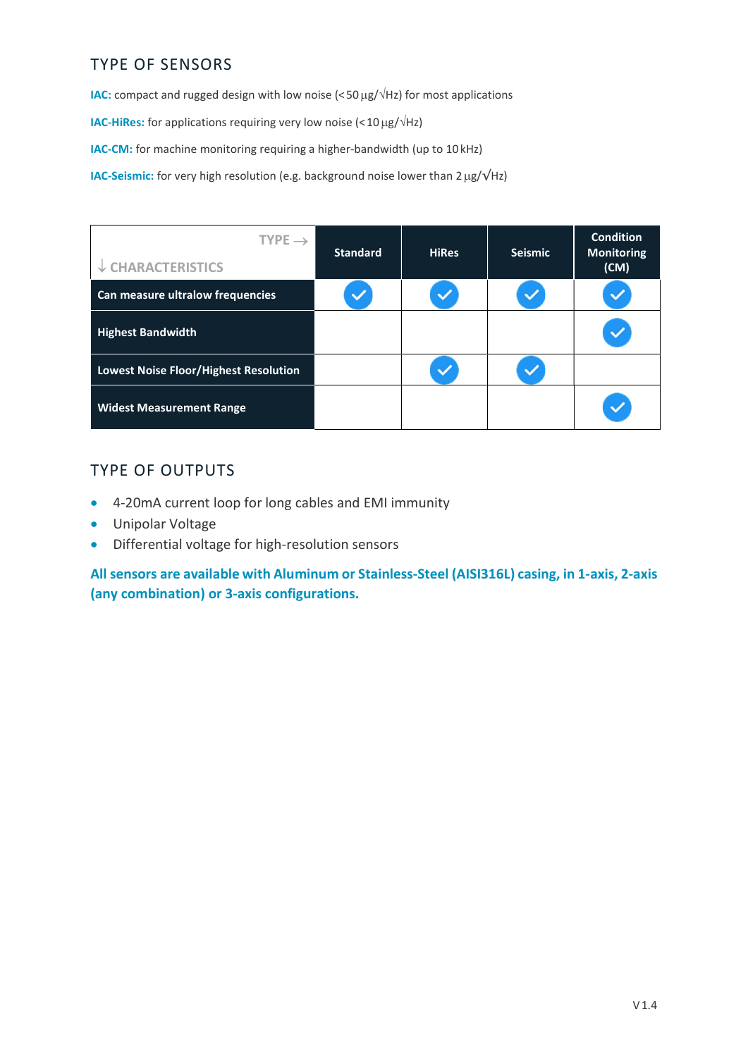## TYPE OF SENSORS

**IAC:** compact and rugged design with low noise (< 50 µg/√Hz) for most applications

**IAC-HiRes:** for applications requiring very low noise (< 10 µg/√Hz)

**IAC-CM:** for machine monitoring requiring a higher-bandwidth (up to 10 kHz)

**IAC-Seismic:** for very high resolution (e.g. background noise lower than 2 µg/√Hz)

| TYPE → / ↓ CHARACTERISTICS | Standard | HiRes | Seismic | Condition Monitoring (CM) |
|---|---|---|---|---|
| **Can measure ultralow frequencies** | ✓ | ✓ | ✓ | ✓ |
| **Highest Bandwidth** | | | | ✓ |
| **Lowest Noise Floor/Highest Resolution** | | ✓ | ✓ | |
| **Widest Measurement Range** | | | | ✓ |

## TYPE OF OUTPUTS

- 4-20mA current loop for long cables and EMI immunity
- Unipolar Voltage
- Differential voltage for high-resolution sensors

**All sensors are available with Aluminum or Stainless-Steel (AISI316L) casing, in 1-axis, 2-axis (any combination) or 3-axis configurations.**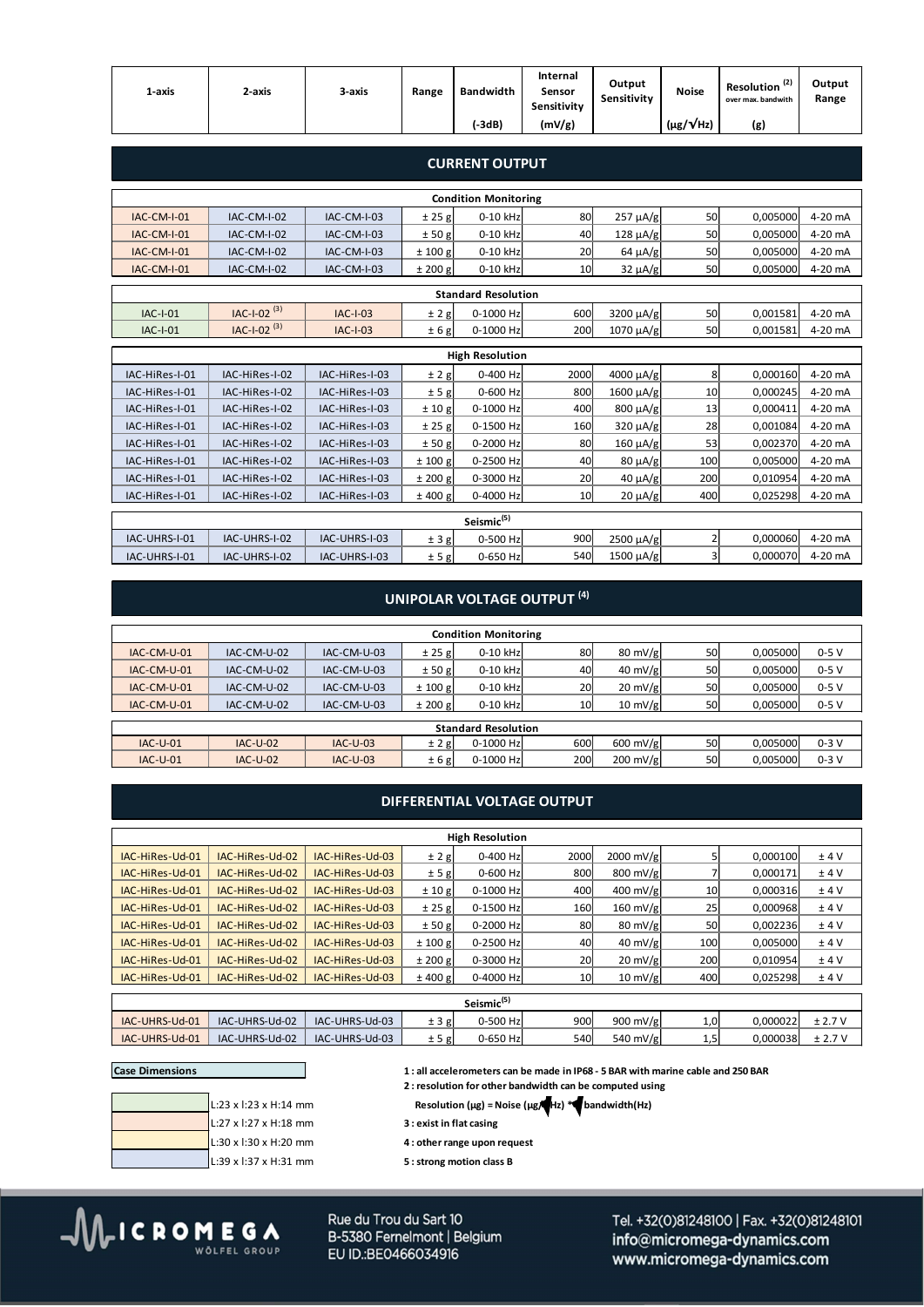| 1-axis | 2-axis | 3-axis | Range | Bandwidth (-3dB) | Internal Sensor Sensitivity (mV/g) | Output Sensitivity | Noise (µg/√Hz) | Resolution [(2)] over max. bandwidth (g) | Output Range |
|---|---|---|---|---|---|---|---|---|---|

## CURRENT OUTPUT

| Condition Monitoring | | | | | | | | | |
|---|---|---|---|---|---|---|---|---|---|
| IAC-CM-I-01 | IAC-CM-I-02 | IAC-CM-I-03 | ± 25 g | 0-10 kHz | 80 | 257 µA/g | 50 | 0,005000 | 4-20 mA |
| IAC-CM-I-01 | IAC-CM-I-02 | IAC-CM-I-03 | ± 50 g | 0-10 kHz | 40 | 128 µA/g | 50 | 0,005000 | 4-20 mA |
| IAC-CM-I-01 | IAC-CM-I-02 | IAC-CM-I-03 | ± 100 g | 0-10 kHz | 20 | 64 µA/g | 50 | 0,005000 | 4-20 mA |
| IAC-CM-I-01 | IAC-CM-I-02 | IAC-CM-I-03 | ± 200 g | 0-10 kHz | 10 | 32 µA/g | 50 | 0,005000 | 4-20 mA |

| Standard Resolution | | | | | | | | | |
|---|---|---|---|---|---|---|---|---|---|
| IAC-I-01 | IAC-I-02 [(3)] | IAC-I-03 | ± 2 g | 0-1000 Hz | 600 | 3200 µA/g | 50 | 0,001581 | 4-20 mA |
| IAC-I-01 | IAC-I-02 [(3)] | IAC-I-03 | ± 6 g | 0-1000 Hz | 200 | 1070 µA/g | 50 | 0,001581 | 4-20 mA |

| High Resolution | | | | | | | | | |
|---|---|---|---|---|---|---|---|---|---|
| IAC-HiRes-I-01 | IAC-HiRes-I-02 | IAC-HiRes-I-03 | ± 2 g | 0-400 Hz | 2000 | 4000 µA/g | 8 | 0,000160 | 4-20 mA |
| IAC-HiRes-I-01 | IAC-HiRes-I-02 | IAC-HiRes-I-03 | ± 5 g | 0-600 Hz | 800 | 1600 µA/g | 10 | 0,000245 | 4-20 mA |
| IAC-HiRes-I-01 | IAC-HiRes-I-02 | IAC-HiRes-I-03 | ± 10 g | 0-1000 Hz | 400 | 800 µA/g | 13 | 0,000411 | 4-20 mA |
| IAC-HiRes-I-01 | IAC-HiRes-I-02 | IAC-HiRes-I-03 | ± 25 g | 0-1500 Hz | 160 | 320 µA/g | 28 | 0,001084 | 4-20 mA |
| IAC-HiRes-I-01 | IAC-HiRes-I-02 | IAC-HiRes-I-03 | ± 50 g | 0-2000 Hz | 80 | 160 µA/g | 53 | 0,002370 | 4-20 mA |
| IAC-HiRes-I-01 | IAC-HiRes-I-02 | IAC-HiRes-I-03 | ± 100 g | 0-2500 Hz | 40 | 80 µA/g | 100 | 0,005000 | 4-20 mA |
| IAC-HiRes-I-01 | IAC-HiRes-I-02 | IAC-HiRes-I-03 | ± 200 g | 0-3000 Hz | 20 | 40 µA/g | 200 | 0,010954 | 4-20 mA |
| IAC-HiRes-I-01 | IAC-HiRes-I-02 | IAC-HiRes-I-03 | ± 400 g | 0-4000 Hz | 10 | 20 µA/g | 400 | 0,025298 | 4-20 mA |

| Seismic [(5)] | | | | | | | | | |
|---|---|---|---|---|---|---|---|---|---|
| IAC-UHRS-I-01 | IAC-UHRS-I-02 | IAC-UHRS-I-03 | ± 3 g | 0-500 Hz | 900 | 2500 µA/g | 2 | 0,000060 | 4-20 mA |
| IAC-UHRS-I-01 | IAC-UHRS-I-02 | IAC-UHRS-I-03 | ± 5 g | 0-650 Hz | 540 | 1500 µA/g | 3 | 0,000070 | 4-20 mA |

## UNIPOLAR VOLTAGE OUTPUT [(4)]

| Condition Monitoring | | | | | | | | | |
|---|---|---|---|---|---|---|---|---|---|
| IAC-CM-U-01 | IAC-CM-U-02 | IAC-CM-U-03 | ± 25 g | 0-10 kHz | 80 | 80 mV/g | 50 | 0,005000 | 0-5 V |
| IAC-CM-U-01 | IAC-CM-U-02 | IAC-CM-U-03 | ± 50 g | 0-10 kHz | 40 | 40 mV/g | 50 | 0,005000 | 0-5 V |
| IAC-CM-U-01 | IAC-CM-U-02 | IAC-CM-U-03 | ± 100 g | 0-10 kHz | 20 | 20 mV/g | 50 | 0,005000 | 0-5 V |
| IAC-CM-U-01 | IAC-CM-U-02 | IAC-CM-U-03 | ± 200 g | 0-10 kHz | 10 | 10 mV/g | 50 | 0,005000 | 0-5 V |

| Standard Resolution | | | | | | | | | |
|---|---|---|---|---|---|---|---|---|---|
| IAC-U-01 | IAC-U-02 | IAC-U-03 | ± 2 g | 0-1000 Hz | 600 | 600 mV/g | 50 | 0,005000 | 0-3 V |
| IAC-U-01 | IAC-U-02 | IAC-U-03 | ± 6 g | 0-1000 Hz | 200 | 200 mV/g | 50 | 0,005000 | 0-3 V |

## DIFFERENTIAL VOLTAGE OUTPUT

| High Resolution | | | | | | | | | |
|---|---|---|---|---|---|---|---|---|---|
| IAC-HiRes-Ud-01 | IAC-HiRes-Ud-02 | IAC-HiRes-Ud-03 | ± 2 g | 0-400 Hz | 2000 | 2000 mV/g | 5 | 0,000100 | ± 4 V |
| IAC-HiRes-Ud-01 | IAC-HiRes-Ud-02 | IAC-HiRes-Ud-03 | ± 5 g | 0-600 Hz | 800 | 800 mV/g | 7 | 0,000171 | ± 4 V |
| IAC-HiRes-Ud-01 | IAC-HiRes-Ud-02 | IAC-HiRes-Ud-03 | ± 10 g | 0-1000 Hz | 400 | 400 mV/g | 10 | 0,000316 | ± 4 V |
| IAC-HiRes-Ud-01 | IAC-HiRes-Ud-02 | IAC-HiRes-Ud-03 | ± 25 g | 0-1500 Hz | 160 | 160 mV/g | 25 | 0,000968 | ± 4 V |
| IAC-HiRes-Ud-01 | IAC-HiRes-Ud-02 | IAC-HiRes-Ud-03 | ± 50 g | 0-2000 Hz | 80 | 80 mV/g | 50 | 0,002236 | ± 4 V |
| IAC-HiRes-Ud-01 | IAC-HiRes-Ud-02 | IAC-HiRes-Ud-03 | ± 100 g | 0-2500 Hz | 40 | 40 mV/g | 100 | 0,005000 | ± 4 V |
| IAC-HiRes-Ud-01 | IAC-HiRes-Ud-02 | IAC-HiRes-Ud-03 | ± 200 g | 0-3000 Hz | 20 | 20 mV/g | 200 | 0,010954 | ± 4 V |
| IAC-HiRes-Ud-01 | IAC-HiRes-Ud-02 | IAC-HiRes-Ud-03 | ± 400 g | 0-4000 Hz | 10 | 10 mV/g | 400 | 0,025298 | ± 4 V |

| Seismic [(5)] | | | | | | | | | |
|---|---|---|---|---|---|---|---|---|---|
| IAC-UHRS-Ud-01 | IAC-UHRS-Ud-02 | IAC-UHRS-Ud-03 | ± 3 g | 0-500 Hz | 900 | 900 mV/g | 1,0 | 0,000022 | ± 2.7 V |
| IAC-UHRS-Ud-01 | IAC-UHRS-Ud-02 | IAC-UHRS-Ud-03 | ± 5 g | 0-650 Hz | 540 | 540 mV/g | 1,5 | 0,000038 | ± 2.7 V |

| Case Dimensions | |
|---|---|
| (green) | L:23 x l:23 x H:14 mm |
| (orange) | L:27 x l:27 x H:18 mm |
| (yellow) | L:30 x l:30 x H:20 mm |
| (blue) | L:39 x l:37 x H:31 mm |

**1 : all accelerometers can be made in IP68 - 5 BAR with marine cable and 250 BAR**

**2 : resolution for other bandwidth can be computed using**

**Resolution (µg) = Noise (µg/√Hz) * √bandwidth(Hz)**

**3 : exist in flat casing**

**4 : other range upon request**

**5 : strong motion class B**

MICROMEGA WÖLFEL GROUP

Rue du Trou du Sart 10
B-5380 Fernelmont | Belgium
EU ID.:BE0466034916

Tel. +32(0)81248100 | Fax. +32(0)81248101
info@micromega-dynamics.com
www.micromega-dynamics.com